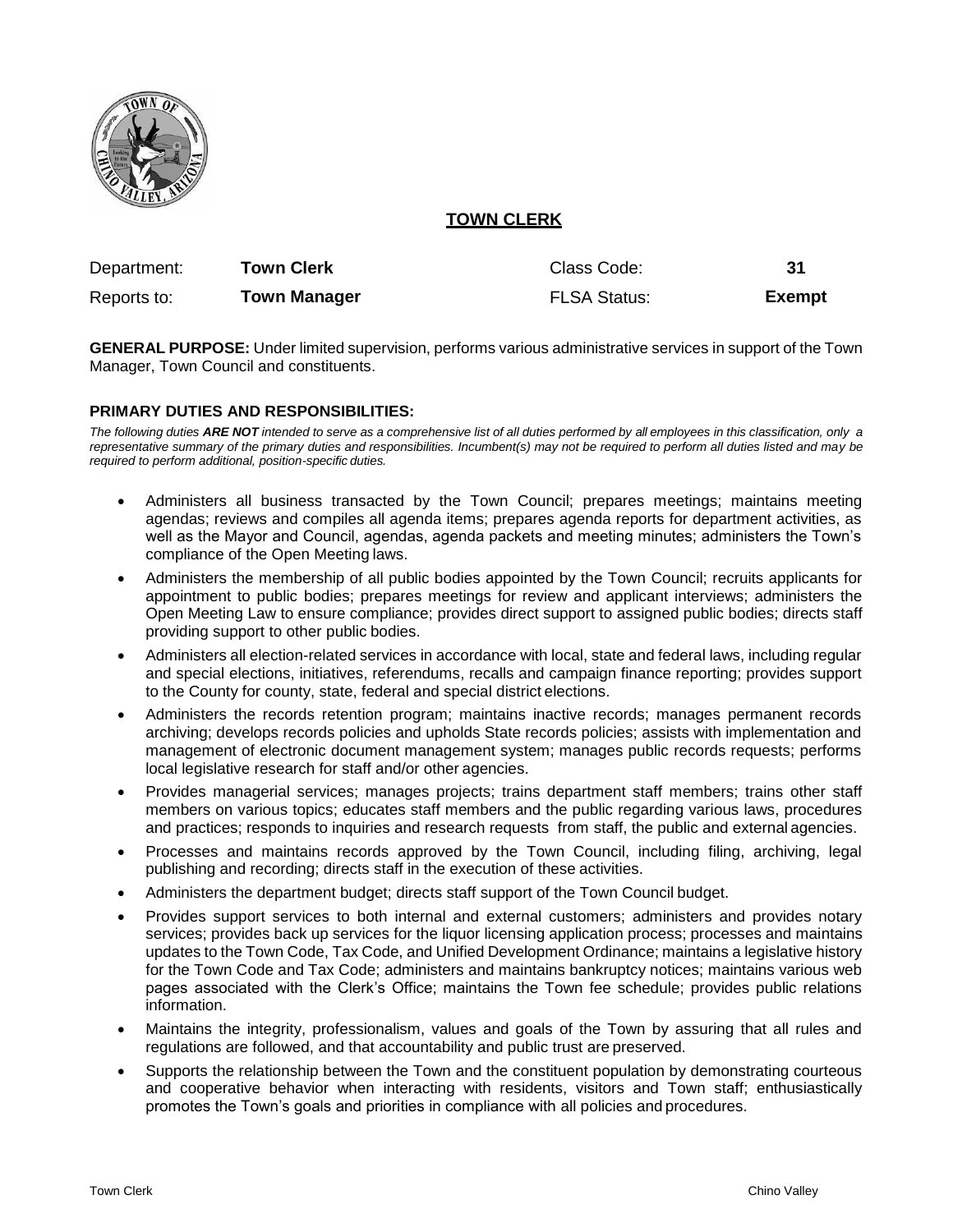# TOWN CLERK

| Department: | **Town Clerk** | Class Code: | **31** |
| --- | --- | --- | --- |
| Reports to: | **Town Manager** | FLSA Status: | **Exempt** |

**GENERAL PURPOSE:** Under limited supervision, performs various administrative services in support of the Town Manager, Town Council and constituents.

**PRIMARY DUTIES AND RESPONSIBILITIES:**

*The following duties **ARE NOT** intended to serve as a comprehensive list of all duties performed by all employees in this classification, only a representative summary of the primary duties and responsibilities. Incumbent(s) may not be required to perform all duties listed and may be required to perform additional, position-specific duties.*

- Administers all business transacted by the Town Council; prepares meetings; maintains meeting agendas; reviews and compiles all agenda items; prepares agenda reports for department activities, as well as the Mayor and Council, agendas, agenda packets and meeting minutes; administers the Town's compliance of the Open Meeting laws.
- Administers the membership of all public bodies appointed by the Town Council; recruits applicants for appointment to public bodies; prepares meetings for review and applicant interviews; administers the Open Meeting Law to ensure compliance; provides direct support to assigned public bodies; directs staff providing support to other public bodies.
- Administers all election-related services in accordance with local, state and federal laws, including regular and special elections, initiatives, referendums, recalls and campaign finance reporting; provides support to the County for county, state, federal and special district elections.
- Administers the records retention program; maintains inactive records; manages permanent records archiving; develops records policies and upholds State records policies; assists with implementation and management of electronic document management system; manages public records requests; performs local legislative research for staff and/or other agencies.
- Provides managerial services; manages projects; trains department staff members; trains other staff members on various topics; educates staff members and the public regarding various laws, procedures and practices; responds to inquiries and research requests from staff, the public and external agencies.
- Processes and maintains records approved by the Town Council, including filing, archiving, legal publishing and recording; directs staff in the execution of these activities.
- Administers the department budget; directs staff support of the Town Council budget.
- Provides support services to both internal and external customers; administers and provides notary services; provides back up services for the liquor licensing application process; processes and maintains updates to the Town Code, Tax Code, and Unified Development Ordinance; maintains a legislative history for the Town Code and Tax Code; administers and maintains bankruptcy notices; maintains various web pages associated with the Clerk's Office; maintains the Town fee schedule; provides public relations information.
- Maintains the integrity, professionalism, values and goals of the Town by assuring that all rules and regulations are followed, and that accountability and public trust are preserved.
- Supports the relationship between the Town and the constituent population by demonstrating courteous and cooperative behavior when interacting with residents, visitors and Town staff; enthusiastically promotes the Town's goals and priorities in compliance with all policies and procedures.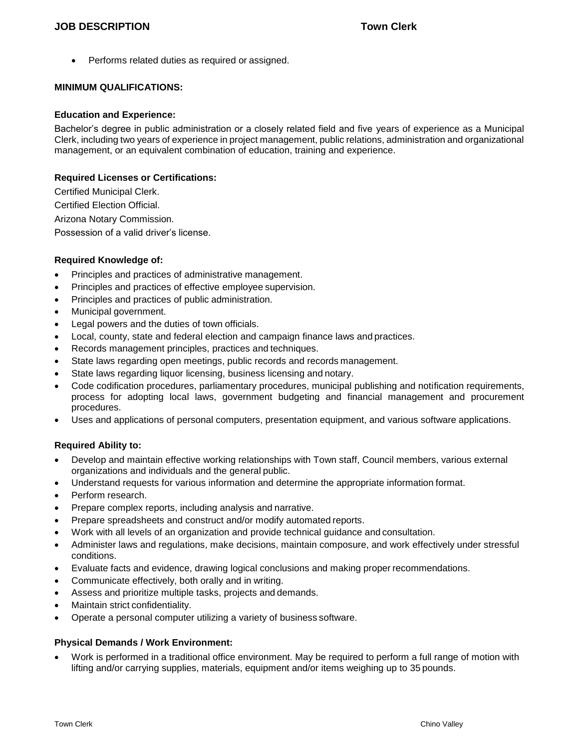- Performs related duties as required or assigned.

## MINIMUM QUALIFICATIONS:

### Education and Experience:

Bachelor's degree in public administration or a closely related field and five years of experience as a Municipal Clerk, including two years of experience in project management, public relations, administration and organizational management, or an equivalent combination of education, training and experience.

### Required Licenses or Certifications:

Certified Municipal Clerk.

Certified Election Official.

Arizona Notary Commission.

Possession of a valid driver's license.

### Required Knowledge of:

- Principles and practices of administrative management.
- Principles and practices of effective employee supervision.
- Principles and practices of public administration.
- Municipal government.
- Legal powers and the duties of town officials.
- Local, county, state and federal election and campaign finance laws and practices.
- Records management principles, practices and techniques.
- State laws regarding open meetings, public records and records management.
- State laws regarding liquor licensing, business licensing and notary.
- Code codification procedures, parliamentary procedures, municipal publishing and notification requirements, process for adopting local laws, government budgeting and financial management and procurement procedures.
- Uses and applications of personal computers, presentation equipment, and various software applications.

### Required Ability to:

- Develop and maintain effective working relationships with Town staff, Council members, various external organizations and individuals and the general public.
- Understand requests for various information and determine the appropriate information format.
- Perform research.
- Prepare complex reports, including analysis and narrative.
- Prepare spreadsheets and construct and/or modify automated reports.
- Work with all levels of an organization and provide technical guidance and consultation.
- Administer laws and regulations, make decisions, maintain composure, and work effectively under stressful conditions.
- Evaluate facts and evidence, drawing logical conclusions and making proper recommendations.
- Communicate effectively, both orally and in writing.
- Assess and prioritize multiple tasks, projects and demands.
- Maintain strict confidentiality.
- Operate a personal computer utilizing a variety of business software.

### Physical Demands / Work Environment:

- Work is performed in a traditional office environment. May be required to perform a full range of motion with lifting and/or carrying supplies, materials, equipment and/or items weighing up to 35 pounds.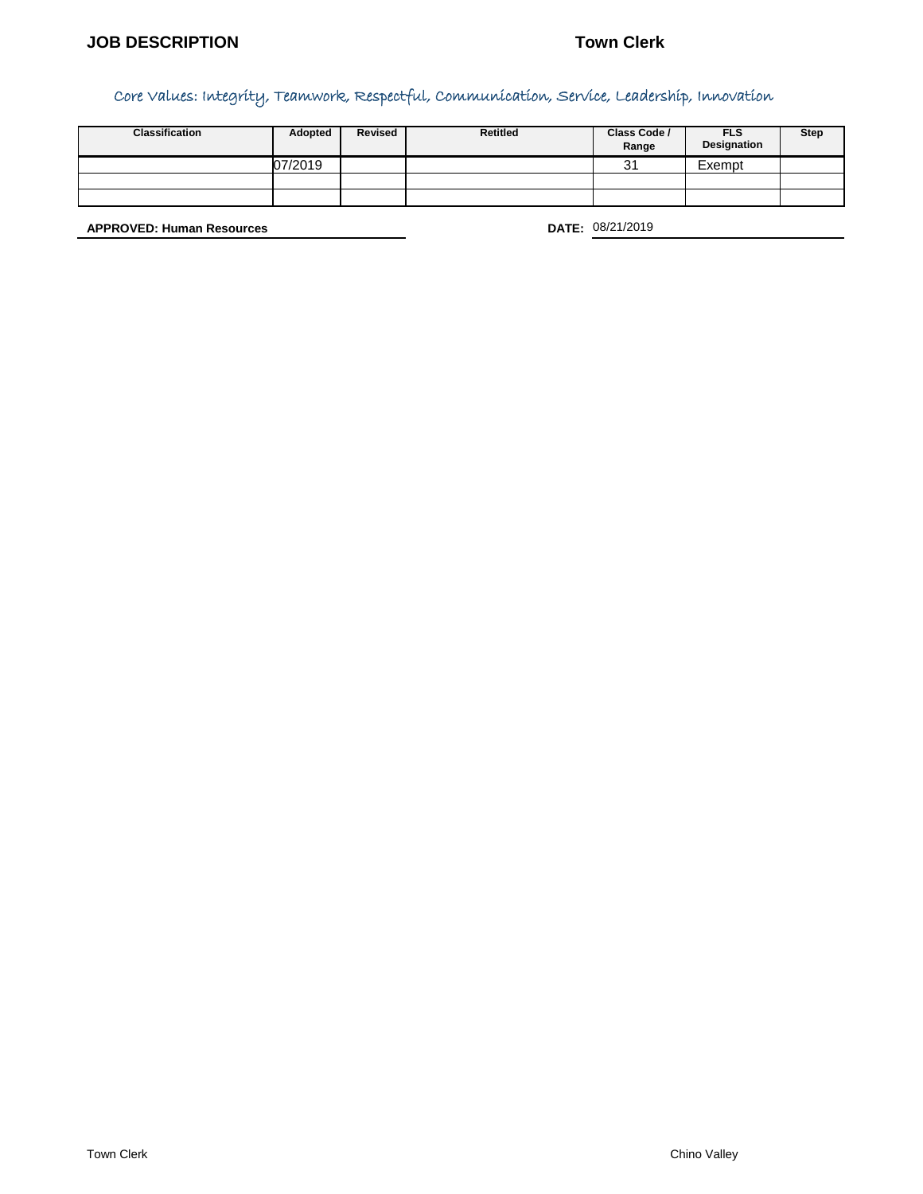**JOB DESCRIPTION** **Town Clerk**

Core Values: Integrity, Teamwork, Respectful, Communication, Service, Leadership, Innovation

| Classification | Adopted | Revised | Retitled | Class Code / Range | FLS Designation | Step |
|---|---|---|---|---|---|---|
| | 07/2019 | | | 31 | Exempt | |
| | | | | | | |
| | | | | | | |

**APPROVED: Human Resources** **DATE:** 08/21/2019